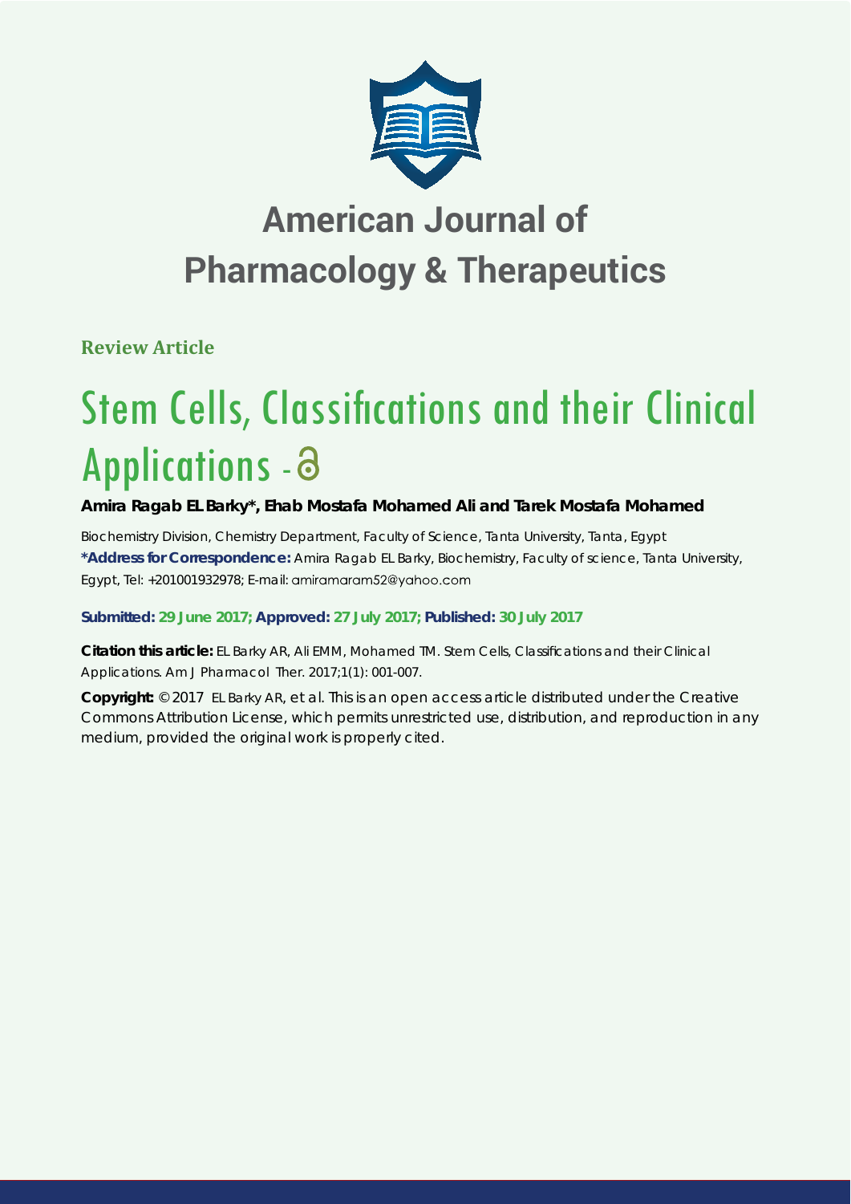# American Journal of Pharmacology & Therapeutics

**Review Article**

# Stem Cells, Classifications and their Clinical Applications

**Amira Ragab EL Barky\*, Ehab Mostafa Mohamed Ali and Tarek Mostafa Mohamed**

Biochemistry Division, Chemistry Department, Faculty of Science, Tanta University, Tanta, Egypt

**\*Address for Correspondence:** Amira Ragab EL Barky, Biochemistry, Faculty of science, Tanta University, Egypt, Tel: +201001932978; E-mail: amiramaram52@yahoo.com

**Submitted: 29 June 2017; Approved: 27 July 2017; Published: 30 July 2017**

**Citation this article:** EL Barky AR, Ali EMM, Mohamed TM. Stem Cells, Classifications and their Clinical Applications. Am J Pharmacol Ther. 2017;1(1): 001-007.

**Copyright:** © 2017 EL Barky AR, et al. This is an open access article distributed under the Creative Commons Attribution License, which permits unrestricted use, distribution, and reproduction in any medium, provided the original work is properly cited.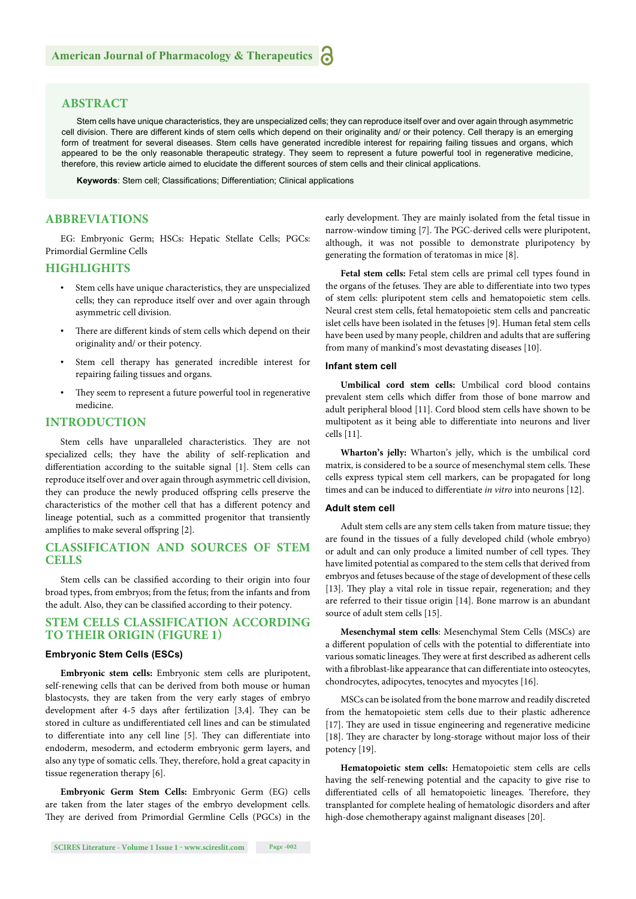## ABSTRACT

Stem cells have unique characteristics, they are unspecialized cells; they can reproduce itself over and over again through asymmetric cell division. There are different kinds of stem cells which depend on their originality and/ or their potency. Cell therapy is an emerging form of treatment for several diseases. Stem cells have generated incredible interest for repairing failing tissues and organs, which appeared to be the only reasonable therapeutic strategy. They seem to represent a future powerful tool in regenerative medicine, therefore, this review article aimed to elucidate the different sources of stem cells and their clinical applications.

**Keywords**: Stem cell; Classifications; Differentiation; Clinical applications

## ABBREVIATIONS

EG: Embryonic Germ; HSCs: Hepatic Stellate Cells; PGCs: Primordial Germline Cells

## HIGHLIGHTS

- Stem cells have unique characteristics, they are unspecialized cells; they can reproduce itself over and over again through asymmetric cell division.
- There are different kinds of stem cells which depend on their originality and/ or their potency.
- Stem cell therapy has generated incredible interest for repairing failing tissues and organs.
- They seem to represent a future powerful tool in regenerative medicine.

## INTRODUCTION

Stem cells have unparalleled characteristics. They are not specialized cells; they have the ability of self-replication and differentiation according to the suitable signal [1]. Stem cells can reproduce itself over and over again through asymmetric cell division, they can produce the newly produced offspring cells preserve the characteristics of the mother cell that has a different potency and lineage potential, such as a committed progenitor that transiently amplifies to make several offspring [2].

## CLASSIFICATION AND SOURCES OF STEM CELLS

Stem cells can be classified according to their origin into four broad types, from embryos; from the fetus; from the infants and from the adult. Also, they can be classified according to their potency.

## STEM CELLS CLASSIFICATION ACCORDING TO THEIR ORIGIN (FIGURE 1)

### Embryonic Stem Cells (ESCs)

**Embryonic stem cells:** Embryonic stem cells are pluripotent, self-renewing cells that can be derived from both mouse or human blastocysts, they are taken from the very early stages of embryo development after 4-5 days after fertilization [3,4]. They can be stored in culture as undifferentiated cell lines and can be stimulated to differentiate into any cell line [5]. They can differentiate into endoderm, mesoderm, and ectoderm embryonic germ layers, and also any type of somatic cells. They, therefore, hold a great capacity in tissue regeneration therapy [6].

**Embryonic Germ Stem Cells:** Embryonic Germ (EG) cells are taken from the later stages of the embryo development cells. They are derived from Primordial Germline Cells (PGCs) in the early development. They are mainly isolated from the fetal tissue in narrow-window timing [7]. The PGC-derived cells were pluripotent, although, it was not possible to demonstrate pluripotency by generating the formation of teratomas in mice [8].

**Fetal stem cells:** Fetal stem cells are primal cell types found in the organs of the fetuses. They are able to differentiate into two types of stem cells: pluripotent stem cells and hematopoietic stem cells. Neural crest stem cells, fetal hematopoietic stem cells and pancreatic islet cells have been isolated in the fetuses [9]. Human fetal stem cells have been used by many people, children and adults that are suffering from many of mankind's most devastating diseases [10].

### Infant stem cell

**Umbilical cord stem cells:** Umbilical cord blood contains prevalent stem cells which differ from those of bone marrow and adult peripheral blood [11]. Cord blood stem cells have shown to be multipotent as it being able to differentiate into neurons and liver cells [11].

**Wharton's jelly:** Wharton's jelly, which is the umbilical cord matrix, is considered to be a source of mesenchymal stem cells. These cells express typical stem cell markers, can be propagated for long times and can be induced to differentiate *in vitro* into neurons [12].

### Adult stem cell

Adult stem cells are any stem cells taken from mature tissue; they are found in the tissues of a fully developed child (whole embryo) or adult and can only produce a limited number of cell types. They have limited potential as compared to the stem cells that derived from embryos and fetuses because of the stage of development of these cells [13]. They play a vital role in tissue repair, regeneration; and they are referred to their tissue origin [14]. Bone marrow is an abundant source of adult stem cells [15].

**Mesenchymal stem cells**: Mesenchymal Stem Cells (MSCs) are a different population of cells with the potential to differentiate into various somatic lineages. They were at first described as adherent cells with a fibroblast-like appearance that can differentiate into osteocytes, chondrocytes, adipocytes, tenocytes and myocytes [16].

MSCs can be isolated from the bone marrow and readily discreted from the hematopoietic stem cells due to their plastic adherence [17]. They are used in tissue engineering and regenerative medicine [18]. They are character by long-storage without major loss of their potency [19].

**Hematopoietic stem cells:** Hematopoietic stem cells are cells having the self-renewing potential and the capacity to give rise to differentiated cells of all hematopoietic lineages. Therefore, they transplanted for complete healing of hematologic disorders and after high-dose chemotherapy against malignant diseases [20].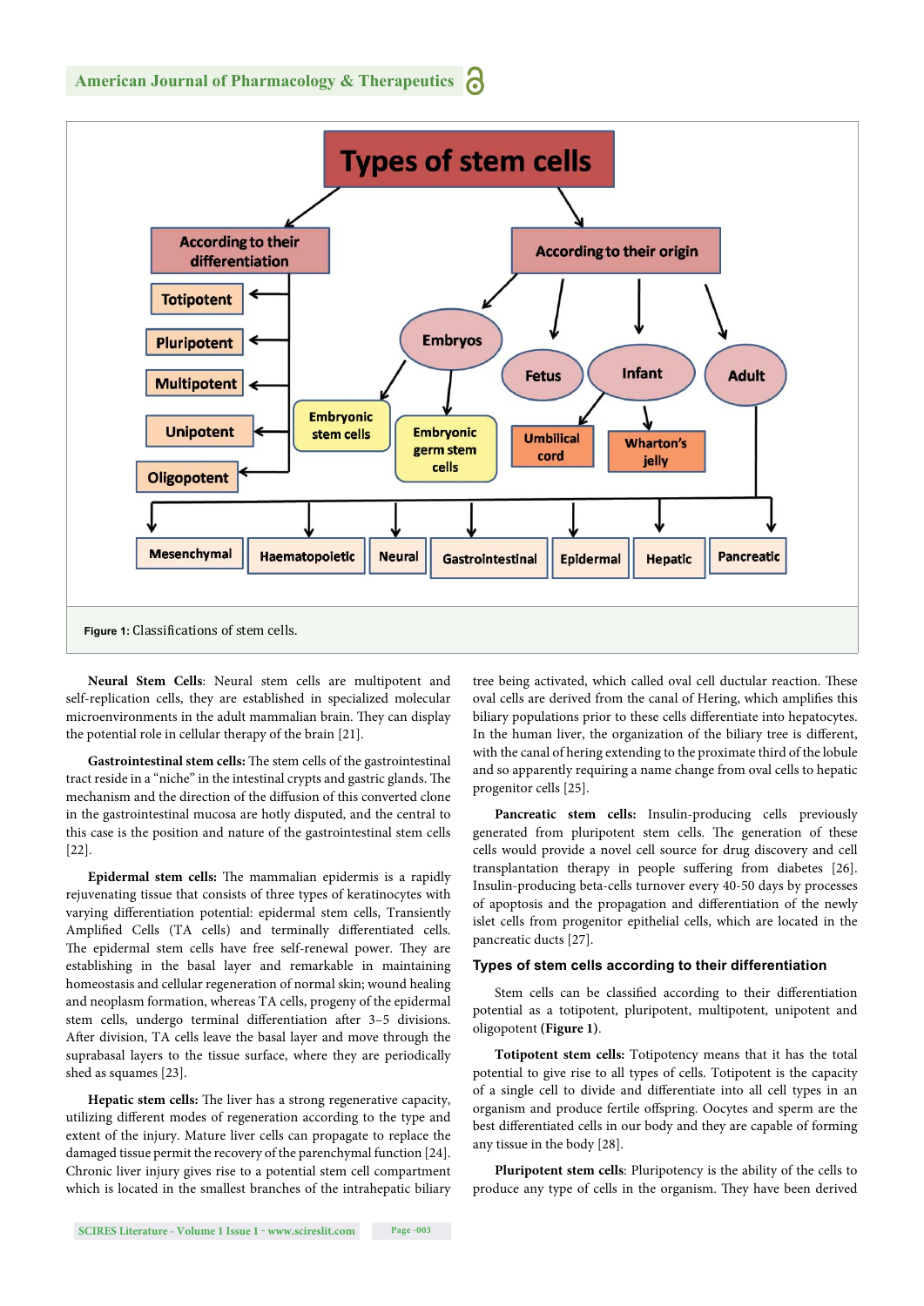**Figure 1:** Classifications of stem cells.

**Neural Stem Cells**: Neural stem cells are multipotent and self-replication cells, they are established in specialized molecular microenvironments in the adult mammalian brain. They can display the potential role in cellular therapy of the brain [21].

**Gastrointestinal stem cells:** The stem cells of the gastrointestinal tract reside in a "niche" in the intestinal crypts and gastric glands. The mechanism and the direction of the diffusion of this converted clone in the gastrointestinal mucosa are hotly disputed, and the central to this case is the position and nature of the gastrointestinal stem cells [22].

**Epidermal stem cells:** The mammalian epidermis is a rapidly rejuvenating tissue that consists of three types of keratinocytes with varying differentiation potential: epidermal stem cells, Transiently Amplified Cells (TA cells) and terminally differentiated cells. The epidermal stem cells have free self-renewal power. They are establishing in the basal layer and remarkable in maintaining homeostasis and cellular regeneration of normal skin; wound healing and neoplasm formation, whereas TA cells, progeny of the epidermal stem cells, undergo terminal differentiation after 3–5 divisions. After division, TA cells leave the basal layer and move through the suprabasal layers to the tissue surface, where they are periodically shed as squames [23].

**Hepatic stem cells:** The liver has a strong regenerative capacity, utilizing different modes of regeneration according to the type and extent of the injury. Mature liver cells can propagate to replace the damaged tissue permit the recovery of the parenchymal function [24]. Chronic liver injury gives rise to a potential stem cell compartment which is located in the smallest branches of the intrahepatic biliary tree being activated, which called oval cell ductular reaction. These oval cells are derived from the canal of Hering, which amplifies this biliary populations prior to these cells differentiate into hepatocytes. In the human liver, the organization of the biliary tree is different, with the canal of hering extending to the proximate third of the lobule and so apparently requiring a name change from oval cells to hepatic progenitor cells [25].

**Pancreatic stem cells:** Insulin-producing cells previously generated from pluripotent stem cells. The generation of these cells would provide a novel cell source for drug discovery and cell transplantation therapy in people suffering from diabetes [26]. Insulin-producing beta-cells turnover every 40-50 days by processes of apoptosis and the propagation and differentiation of the newly islet cells from progenitor epithelial cells, which are located in the pancreatic ducts [27].

### Types of stem cells according to their differentiation

Stem cells can be classified according to their differentiation potential as a totipotent, pluripotent, multipotent, unipotent and oligopotent **(Figure 1)**.

**Totipotent stem cells:** Totipotency means that it has the total potential to give rise to all types of cells. Totipotent is the capacity of a single cell to divide and differentiate into all cell types in an organism and produce fertile offspring. Oocytes and sperm are the best differentiated cells in our body and they are capable of forming any tissue in the body [28].

**Pluripotent stem cells**: Pluripotency is the ability of the cells to produce any type of cells in the organism. They have been derived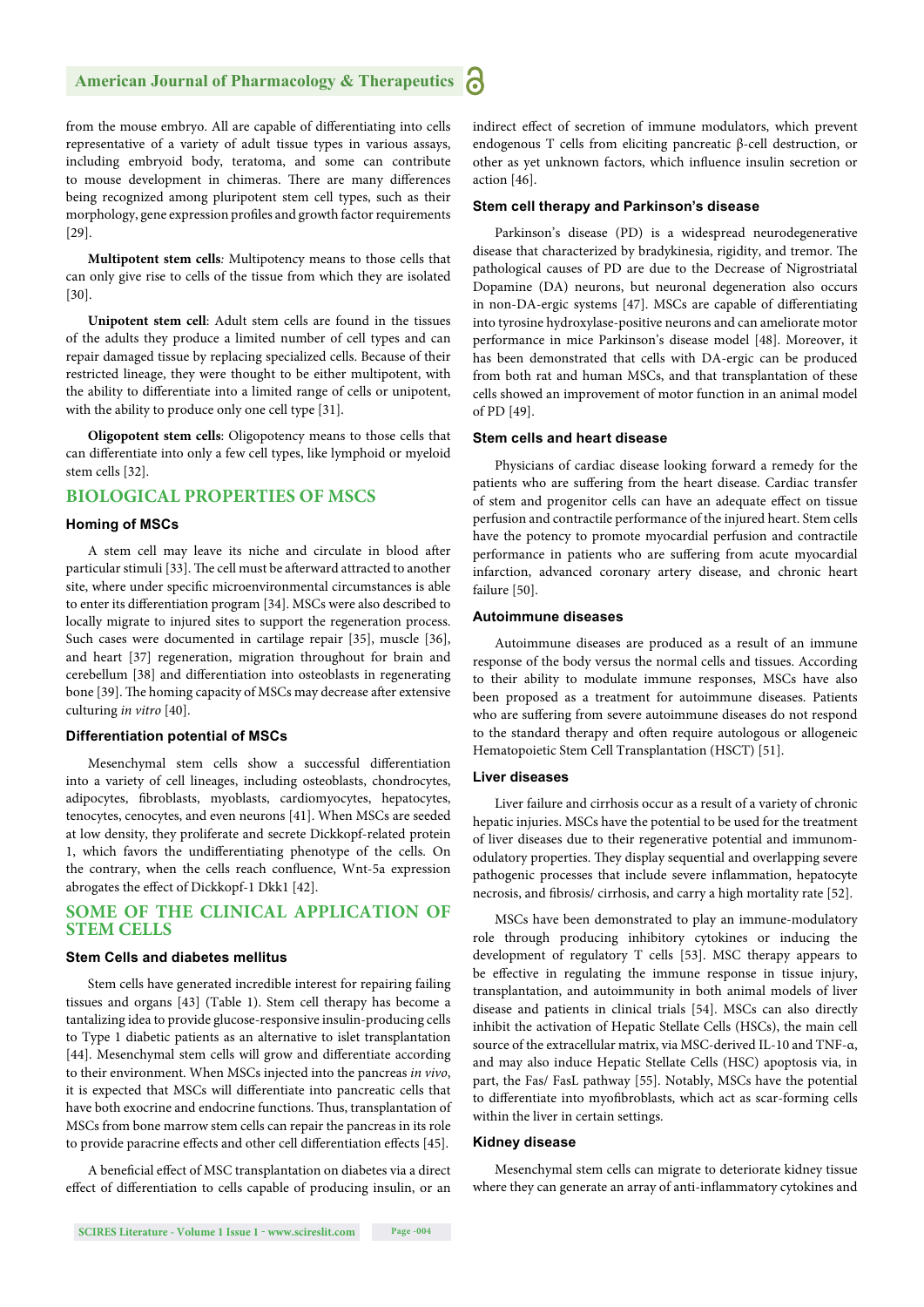from the mouse embryo. All are capable of differentiating into cells representative of a variety of adult tissue types in various assays, including embryoid body, teratoma, and some can contribute to mouse development in chimeras. There are many differences being recognized among pluripotent stem cell types, such as their morphology, gene expression profiles and growth factor requirements [29].

**Multipotent stem cells**: Multipotency means to those cells that can only give rise to cells of the tissue from which they are isolated [30].

**Unipotent stem cell**: Adult stem cells are found in the tissues of the adults they produce a limited number of cell types and can repair damaged tissue by replacing specialized cells. Because of their restricted lineage, they were thought to be either multipotent, with the ability to differentiate into a limited range of cells or unipotent, with the ability to produce only one cell type [31].

**Oligopotent stem cells**: Oligopotency means to those cells that can differentiate into only a few cell types, like lymphoid or myeloid stem cells [32].

## BIOLOGICAL PROPERTIES OF MSCS

### Homing of MSCs

A stem cell may leave its niche and circulate in blood after particular stimuli [33]. The cell must be afterward attracted to another site, where under specific microenvironmental circumstances is able to enter its differentiation program [34]. MSCs were also described to locally migrate to injured sites to support the regeneration process. Such cases were documented in cartilage repair [35], muscle [36], and heart [37] regeneration, migration throughout for brain and cerebellum [38] and differentiation into osteoblasts in regenerating bone [39]. The homing capacity of MSCs may decrease after extensive culturing *in vitro* [40].

### Differentiation potential of MSCs

Mesenchymal stem cells show a successful differentiation into a variety of cell lineages, including osteoblasts, chondrocytes, adipocytes, fibroblasts, myoblasts, cardiomyocytes, hepatocytes, tenocytes, cenocytes, and even neurons [41]. When MSCs are seeded at low density, they proliferate and secrete Dickkopf-related protein 1, which favors the undifferentiating phenotype of the cells. On the contrary, when the cells reach confluence, Wnt-5a expression abrogates the effect of Dickkopf-1 Dkk1 [42].

## SOME OF THE CLINICAL APPLICATION OF STEM CELLS

### Stem Cells and diabetes mellitus

Stem cells have generated incredible interest for repairing failing tissues and organs [43] (Table 1). Stem cell therapy has become a tantalizing idea to provide glucose-responsive insulin-producing cells to Type 1 diabetic patients as an alternative to islet transplantation [44]. Mesenchymal stem cells will grow and differentiate according to their environment. When MSCs injected into the pancreas *in vivo*, it is expected that MSCs will differentiate into pancreatic cells that have both exocrine and endocrine functions. Thus, transplantation of MSCs from bone marrow stem cells can repair the pancreas in its role to provide paracrine effects and other cell differentiation effects [45].

A beneficial effect of MSC transplantation on diabetes via a direct effect of differentiation to cells capable of producing insulin, or an indirect effect of secretion of immune modulators, which prevent endogenous T cells from eliciting pancreatic β-cell destruction, or other as yet unknown factors, which influence insulin secretion or action [46].

### Stem cell therapy and Parkinson's disease

Parkinson's disease (PD) is a widespread neurodegenerative disease that characterized by bradykinesia, rigidity, and tremor. The pathological causes of PD are due to the Decrease of Nigrostriatal Dopamine (DA) neurons, but neuronal degeneration also occurs in non-DA-ergic systems [47]. MSCs are capable of differentiating into tyrosine hydroxylase-positive neurons and can ameliorate motor performance in mice Parkinson's disease model [48]. Moreover, it has been demonstrated that cells with DA-ergic can be produced from both rat and human MSCs, and that transplantation of these cells showed an improvement of motor function in an animal model of PD [49].

### Stem cells and heart disease

Physicians of cardiac disease looking forward a remedy for the patients who are suffering from the heart disease. Cardiac transfer of stem and progenitor cells can have an adequate effect on tissue perfusion and contractile performance of the injured heart. Stem cells have the potency to promote myocardial perfusion and contractile performance in patients who are suffering from acute myocardial infarction, advanced coronary artery disease, and chronic heart failure [50].

### Autoimmune diseases

Autoimmune diseases are produced as a result of an immune response of the body versus the normal cells and tissues. According to their ability to modulate immune responses, MSCs have also been proposed as a treatment for autoimmune diseases. Patients who are suffering from severe autoimmune diseases do not respond to the standard therapy and often require autologous or allogeneic Hematopoietic Stem Cell Transplantation (HSCT) [51].

### Liver diseases

Liver failure and cirrhosis occur as a result of a variety of chronic hepatic injuries. MSCs have the potential to be used for the treatment of liver diseases due to their regenerative potential and immunomodulatory properties. They display sequential and overlapping severe pathogenic processes that include severe inflammation, hepatocyte necrosis, and fibrosis/ cirrhosis, and carry a high mortality rate [52].

MSCs have been demonstrated to play an immune-modulatory role through producing inhibitory cytokines or inducing the development of regulatory T cells [53]. MSC therapy appears to be effective in regulating the immune response in tissue injury, transplantation, and autoimmunity in both animal models of liver disease and patients in clinical trials [54]. MSCs can also directly inhibit the activation of Hepatic Stellate Cells (HSCs), the main cell source of the extracellular matrix, via MSC-derived IL-10 and TNF-α, and may also induce Hepatic Stellate Cells (HSC) apoptosis via, in part, the Fas/ FasL pathway [55]. Notably, MSCs have the potential to differentiate into myofibroblasts, which act as scar-forming cells within the liver in certain settings.

### Kidney disease

Mesenchymal stem cells can migrate to deteriorate kidney tissue where they can generate an array of anti-inflammatory cytokines and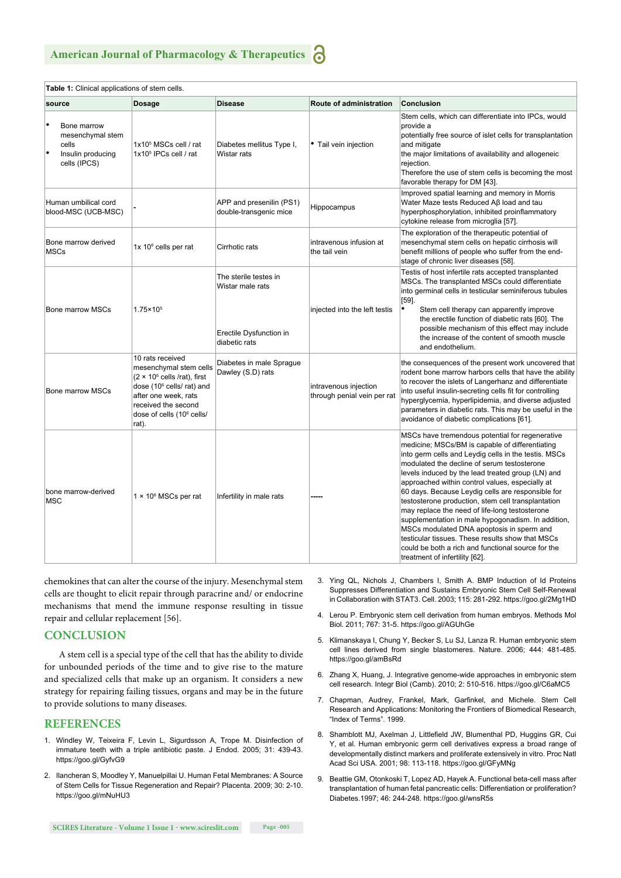**Table 1:** Clinical applications of stem cells.

| source | Dosage | Disease | Route of administration | Conclusion |
|---|---|---|---|---|
| • Bone marrow mesenchymal stem cells<br>• Insulin producing cells (IPCS) | 1x10$^6$ MSCs cell / rat<br>1x10$^6$ IPCs cell / rat | Diabetes mellitus Type I, Wistar rats | • Tail vein injection | Stem cells, which can differentiate into IPCs, would provide a potentially free source of islet cells for transplantation and mitigate the major limitations of availability and allogeneic rejection. Therefore the use of stem cells is becoming the most favorable therapy for DM [43]. |
| Human umbilical cord blood-MSC (UCB-MSC) | - | APP and presenilin (PS1) double-transgenic mice | Hippocampus | Improved spatial learning and memory in Morris Water Maze tests Reduced Aβ load and tau hyperphosphorylation, inhibited proinflammatory cytokine release from microglia [57]. |
| Bone marrow derived MSCs | 1x 10$^6$ cells per rat | Cirrhotic rats | intravenous infusion at the tail vein | The exploration of the therapeutic potential of mesenchymal stem cells on hepatic cirrhosis will benefit millions of people who suffer from the end-stage of chronic liver diseases [58]. |
| Bone marrow MSCs | 1.75×10$^5$ | The sterile testes in Wistar male rats<br><br>Erectile Dysfunction in diabetic rats | injected into the left testis | Testis of host infertile rats accepted transplanted MSCs. The transplanted MSCs could differentiate into germinal cells in testicular seminiferous tubules [59].<br>• Stem cell therapy can apparently improve the erectile function of diabetic rats [60]. The possible mechanism of this effect may include the increase of the content of smooth muscle and endothelium. |
| Bone marrow MSCs | 10 rats received mesenchymal stem cells (2 × 10$^6$ cells /rat), first dose (10$^6$ cells/ rat) and after one week, rats received the second dose of cells (10$^6$ cells/ rat). | Diabetes in male Sprague Dawley (S.D) rats | intravenous injection through penial vein per rat | the consequences of the present work uncovered that rodent bone marrow harbors cells that have the ability to recover the islets of Langerhanz and differentiate into useful insulin-secreting cells fit for controlling hyperglycemia, hyperlipidemia, and diverse adjusted parameters in diabetic rats. This may be useful in the avoidance of diabetic complications [61]. |
| bone marrow-derived MSC | 1 × 10$^6$ MSCs per rat | Infertility in male rats | ----- | MSCs have tremendous potential for regenerative medicine; MSCs/BM is capable of differentiating into germ cells and Leydig cells in the testis. MSCs modulated the decline of serum testosterone levels induced by the lead treated group (LN) and approached within control values, especially at 60 days. Because Leydig cells are responsible for testosterone production, stem cell transplantation may replace the need of life-long testosterone supplementation in male hypogonadism. In addition, MSCs modulated DNA apoptosis in sperm and testicular tissues. These results show that MSCs could be both a rich and functional source for the treatment of infertility [62]. |

chemokines that can alter the course of the injury. Mesenchymal stem cells are thought to elicit repair through paracrine and/ or endocrine mechanisms that mend the immune response resulting in tissue repair and cellular replacement [56].

## CONCLUSION

A stem cell is a special type of the cell that has the ability to divide for unbounded periods of the time and to give rise to the mature and specialized cells that make up an organism. It considers a new strategy for repairing failing tissues, organs and may be in the future to provide solutions to many diseases.

## REFERENCES

1. Windley W, Teixeira F, Levin L, Sigurdsson A, Trope M. Disinfection of immature teeth with a triple antibiotic paste. J Endod. 2005; 31: 439-43. https://goo.gl/GyfvG9
2. Ilancheran S, Moodley Y, Manuelpillai U. Human Fetal Membranes: A Source of Stem Cells for Tissue Regeneration and Repair? Placenta. 2009; 30: 2-10. https://goo.gl/mNuHU3
3. Ying QL, Nichols J, Chambers I, Smith A. BMP Induction of Id Proteins Suppresses Differentiation and Sustains Embryonic Stem Cell Self-Renewal in Collaboration with STAT3. Cell. 2003; 115: 281-292. https://goo.gl/2Mg1HD
4. Lerou P. Embryonic stem cell derivation from human embryos. Methods Mol Biol. 2011; 767: 31-5. https://goo.gl/AGUhGe
5. Klimanskaya I, Chung Y, Becker S, Lu SJ, Lanza R. Human embryonic stem cell lines derived from single blastomeres. Nature. 2006; 444: 481-485. https://goo.gl/amBsRd
6. Zhang X, Huang, J. Integrative genome-wide approaches in embryonic stem cell research. Integr Biol (Camb). 2010; 2: 510-516. https://goo.gl/C6aMC5
7. Chapman, Audrey, Frankel, Mark, Garfinkel, and Michele. Stem Cell Research and Applications: Monitoring the Frontiers of Biomedical Research, "Index of Terms". 1999.
8. Shamblott MJ, Axelman J, Littlefield JW, Blumenthal PD, Huggins GR, Cui Y, et al. Human embryonic germ cell derivatives express a broad range of developmentally distinct markers and proliferate extensively in vitro. Proc Natl Acad Sci USA. 2001; 98: 113-118. https://goo.gl/GFyMNg
9. Beattie GM, Otonkoski T, Lopez AD, Hayek A. Functional beta-cell mass after transplantation of human fetal pancreatic cells: Differentiation or proliferation? Diabetes.1997; 46: 244-248. https://goo.gl/wnsR5s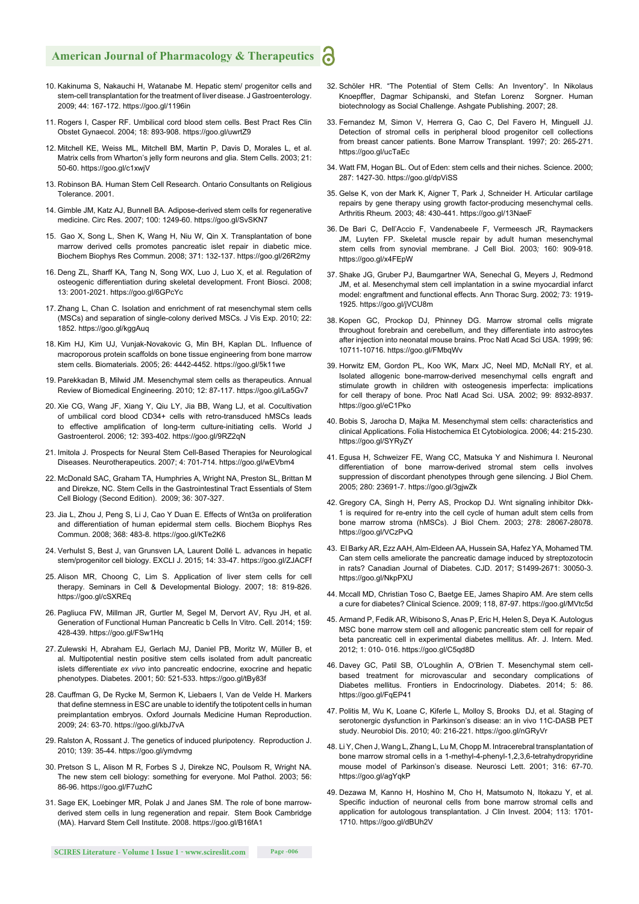10. Kakinuma S, Nakauchi H, Watanabe M. Hepatic stem/ progenitor cells and stem-cell transplantation for the treatment of liver disease. J Gastroenterology. 2009; 44: 167-172. https://goo.gl/1196in

11. Rogers I, Casper RF. Umbilical cord blood stem cells. Best Pract Res Clin Obstet Gynaecol. 2004; 18: 893-908. https://goo.gl/uwrtZ9

12. Mitchell KE, Weiss ML, Mitchell BM, Martin P, Davis D, Morales L, et al. Matrix cells from Wharton's jelly form neurons and glia. Stem Cells. 2003; 21: 50-60. https://goo.gl/c1xwjV

13. Robinson BA. Human Stem Cell Research. Ontario Consultants on Religious Tolerance. 2001.

14. Gimble JM, Katz AJ, Bunnell BA. Adipose-derived stem cells for regenerative medicine. Circ Res. 2007; 100: 1249-60. https://goo.gl/SvSKN7

15. Gao X, Song L, Shen K, Wang H, Niu W, Qin X. Transplantation of bone marrow derived cells promotes pancreatic islet repair in diabetic mice. Biochem Biophys Res Commun. 2008; 371: 132-137. https://goo.gl/26R2my

16. Deng ZL, Sharff KA, Tang N, Song WX, Luo J, Luo X, et al. Regulation of osteogenic differentiation during skeletal development. Front Biosci. 2008; 13: 2001-2021. https://goo.gl/6GPcYc

17. Zhang L, Chan C. Isolation and enrichment of rat mesenchymal stem cells (MSCs) and separation of single-colony derived MSCs. J Vis Exp. 2010; 22: 1852. https://goo.gl/kggAuq

18. Kim HJ, Kim UJ, Vunjak-Novakovic G, Min BH, Kaplan DL. Influence of macroporous protein scaffolds on bone tissue engineering from bone marrow stem cells. Biomaterials. 2005; 26: 4442-4452. https://goo.gl/5k11we

19. Parekkadan B, Milwid JM. Mesenchymal stem cells as therapeutics. Annual Review of Biomedical Engineering. 2010; 12: 87-117. https://goo.gl/La5Gv7

20. Xie CG, Wang JF, Xiang Y, Qiu LY, Jia BB, Wang LJ, et al. Cocultivation of umbilical cord blood CD34+ cells with retro-transduced hMSCs leads to effective amplification of long-term culture-initiating cells. World J Gastroenterol. 2006; 12: 393-402. https://goo.gl/9RZ2qN

21. Imitola J. Prospects for Neural Stem Cell-Based Therapies for Neurological Diseases. Neurotherapeutics. 2007; 4: 701-714. https://goo.gl/wEVbm4

22. McDonald SAC, Graham TA, Humphries A, Wright NA, Preston SL, Brittan M and Direkze, NC. Stem Cells in the Gastrointestinal Tract Essentials of Stem Cell Biology (Second Edition). 2009; 36: 307-327.

23. Jia L, Zhou J, Peng S, Li J, Cao Y Duan E. Effects of Wnt3a on proliferation and differentiation of human epidermal stem cells. Biochem Biophys Res Commun. 2008; 368: 483-8. https://goo.gl/KTe2K6

24. Verhulst S, Best J, van Grunsven LA, Laurent Dollé L. advances in hepatic stem/progenitor cell biology. EXCLI J. 2015; 14: 33-47. https://goo.gl/ZJACFf

25. Alison MR, Choong C, Lim S. Application of liver stem cells for cell therapy. Seminars in Cell & Developmental Biology. 2007; 18: 819-826. https://goo.gl/cSXREq

26. Pagliuca FW, Millman JR, Gurtler M, Segel M, Dervort AV, Ryu JH, et al. Generation of Functional Human Pancreatic b Cells In Vitro. Cell. 2014; 159: 428-439. https://goo.gl/FSw1Hq

27. Zulewski H, Abraham EJ, Gerlach MJ, Daniel PB, Moritz W, Müller B, et al. Multipotential nestin positive stem cells isolated from adult pancreatic islets differentiate *ex vivo* into pancreatic endocrine, exocrine and hepatic phenotypes. Diabetes. 2001; 50: 521-533. https://goo.gl/tBy83f

28. Cauffman G, De Rycke M, Sermon K, Liebaers I, Van de Velde H. Markers that define stemness in ESC are unable to identify the totipotent cells in human preimplantation embryos. Oxford Journals Medicine Human Reproduction. 2009; 24: 63-70. https://goo.gl/kbJ7vA

29. Ralston A, Rossant J. The genetics of induced pluripotency. Reproduction J. 2010; 139: 35-44. https://goo.gl/ymdvmg

30. Pretson S L, Alison M R, Forbes S J, Direkze NC, Poulsom R, Wright NA. The new stem cell biology: something for everyone. Mol Pathol. 2003; 56: 86-96. https://goo.gl/F7uzhC

31. Sage EK, Loebinger MR, Polak J and Janes SM. The role of bone marrow-derived stem cells in lung regeneration and repair. Stem Book Cambridge (MA). Harvard Stem Cell Institute. 2008. https://goo.gl/B16fA1

32. Schöler HR. "The Potential of Stem Cells: An Inventory". In Nikolaus Knoepffler, Dagmar Schipanski, and Stefan Lorenz Sorgner. Human biotechnology as Social Challenge. Ashgate Publishing. 2007; 28.

33. Fernandez M, Simon V, Herrera G, Cao C, Del Favero H, Minguell JJ. Detection of stromal cells in peripheral blood progenitor cell collections from breast cancer patients. Bone Marrow Transplant. 1997; 20: 265-271. https://goo.gl/ucTaEc

34. Watt FM, Hogan BL. Out of Eden: stem cells and their niches. Science. 2000; 287: 1427-30. https://goo.gl/dpViSS

35. Gelse K, von der Mark K, Aigner T, Park J, Schneider H. Articular cartilage repairs by gene therapy using growth factor-producing mesenchymal cells. Arthritis Rheum. 2003; 48: 430-441. https://goo.gl/13NaeF

36. De Bari C, Dell'Accio F, Vandenabeele F, Vermeesch JR, Raymackers JM, Luyten FP. Skeletal muscle repair by adult human mesenchymal stem cells from synovial membrane. J Cell Biol. 2003; 160: 909-918. https://goo.gl/x4FEpW

37. Shake JG, Gruber PJ, Baumgartner WA, Senechal G, Meyers J, Redmond JM, et al. Mesenchymal stem cell implantation in a swine myocardial infarct model: engraftment and functional effects. Ann Thorac Surg. 2002; 73: 1919-1925. https://goo.gl/jVCU8m

38. Kopen GC, Prockop DJ, Phinney DG. Marrow stromal cells migrate throughout forebrain and cerebellum, and they differentiate into astrocytes after injection into neonatal mouse brains. Proc Natl Acad Sci USA. 1999; 96: 10711-10716. https://goo.gl/FMbqWv

39. Horwitz EM, Gordon PL, Koo WK, Marx JC, Neel MD, McNall RY, et al. Isolated allogenic bone-marrow-derived mesenchymal cells engraft and stimulate growth in children with osteogenesis imperfecta: implications for cell therapy of bone. Proc Natl Acad Sci. USA. 2002; 99: 8932-8937. https://goo.gl/eC1Pko

40. Bobis S, Jarocha D, Majka M. Mesenchymal stem cells: characteristics and clinical Applications. Folia Histochemica Et Cytobiologica. 2006; 44: 215-230. https://goo.gl/SYRyZY

41. Egusa H, Schweizer FE, Wang CC, Matsuka Y and Nishimura I. Neuronal differentiation of bone marrow-derived stromal stem cells involves suppression of discordant phenotypes through gene silencing. J Biol Chem. 2005; 280: 23691-7. https://goo.gl/3gjwZk

42. Gregory CA, Singh H, Perry AS, Prockop DJ. Wnt signaling inhibitor Dkk-1 is required for re-entry into the cell cycle of human adult stem cells from bone marrow stroma (hMSCs). J Biol Chem. 2003; 278: 28067-28078. https://goo.gl/VCzPvQ

43. El Barky AR, Ezz AAH, Alm-Eldeen AA, Hussein SA, Hafez YA, Mohamed TM. Can stem cells ameliorate the pancreatic damage induced by streptozotocin in rats? Canadian Journal of Diabetes. CJD. 2017; S1499-2671: 30050-3. https://goo.gl/NkpPXU

44. Mccall MD, Christian Toso C, Baetge EE, James Shapiro AM. Are stem cells a cure for diabetes? Clinical Science. 2009; 118, 87-97. https://goo.gl/MVtc5d

45. Armand P, Fedik AR, Wibisono S, Anas P, Eric H, Helen S, Deya K. Autologus MSC bone marrow stem cell and allogenic pancreatic stem cell for repair of beta pancreatic cell in experimental diabetes mellitus. Afr. J. Intern. Med. 2012; 1: 010- 016. https://goo.gl/C5qd8D

46. Davey GC, Patil SB, O'Loughlin A, O'Brien T. Mesenchymal stem cell-based treatment for microvascular and secondary complications of Diabetes mellitus. Frontiers in Endocrinology. Diabetes. 2014; 5: 86. https://goo.gl/FqEP41

47. Politis M, Wu K, Loane C, Kiferle L, Molloy S, Brooks DJ, et al. Staging of serotonergic dysfunction in Parkinson's disease: an in vivo 11C-DASB PET study. Neurobiol Dis. 2010; 40: 216-221. https://goo.gl/nGRyVr

48. Li Y, Chen J, Wang L, Zhang L, Lu M, Chopp M. Intracerebral transplantation of bone marrow stromal cells in a 1-methyl-4-phenyl-1,2,3,6-tetrahydropyridine mouse model of Parkinson's disease. Neurosci Lett. 2001; 316: 67-70. https://goo.gl/agYqkP

49. Dezawa M, Kanno H, Hoshino M, Cho H, Matsumoto N, Itokazu Y, et al. Specific induction of neuronal cells from bone marrow stromal cells and application for autologous transplantation. J Clin Invest. 2004; 113: 1701-1710. https://goo.gl/dBUh2V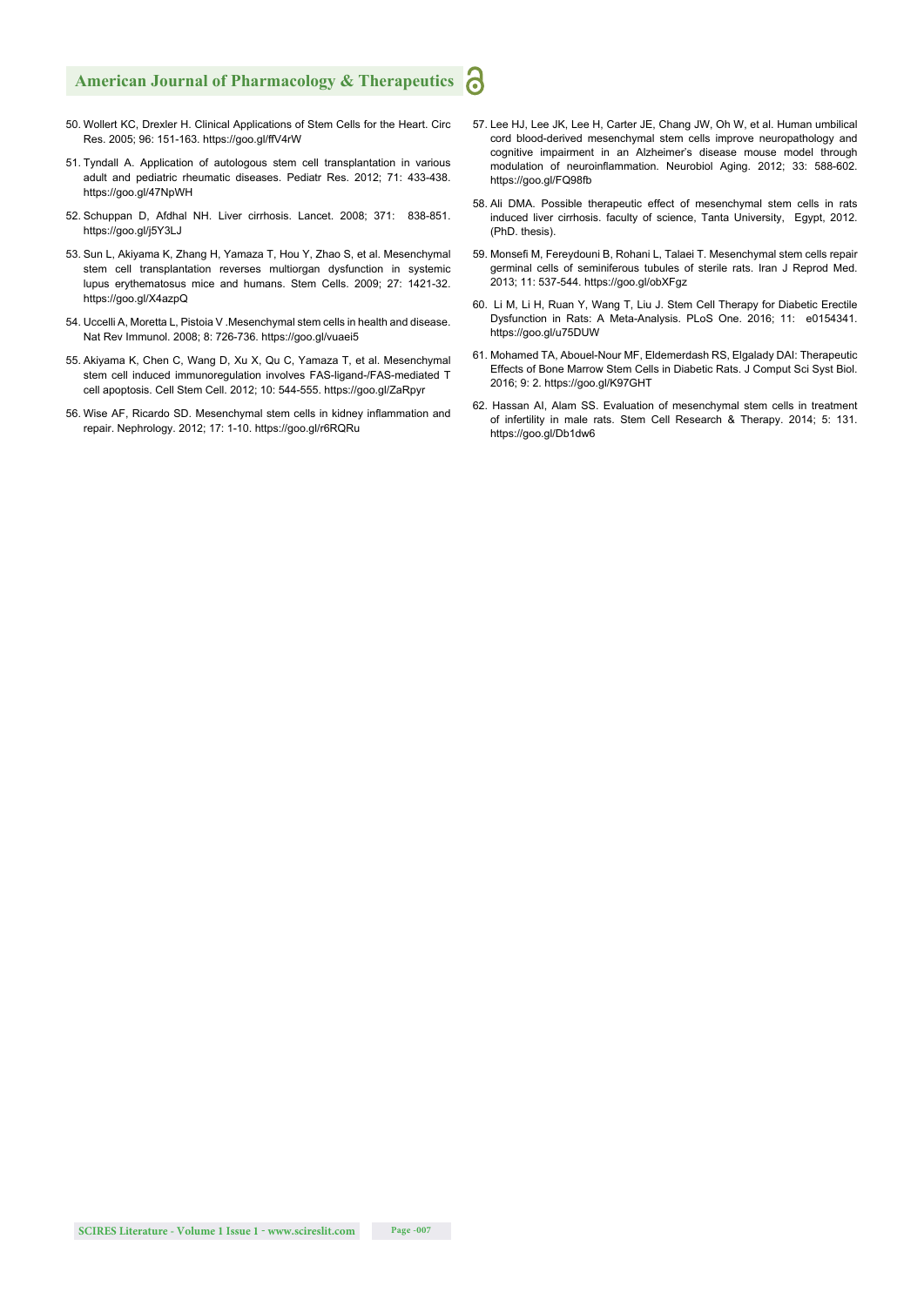50. Wollert KC, Drexler H. Clinical Applications of Stem Cells for the Heart. Circ Res. 2005; 96: 151-163. https://goo.gl/ffV4rW

51. Tyndall A. Application of autologous stem cell transplantation in various adult and pediatric rheumatic diseases. Pediatr Res. 2012; 71: 433-438. https://goo.gl/47NpWH

52. Schuppan D, Afdhal NH. Liver cirrhosis. Lancet. 2008; 371: 838-851. https://goo.gl/j5Y3LJ

53. Sun L, Akiyama K, Zhang H, Yamaza T, Hou Y, Zhao S, et al. Mesenchymal stem cell transplantation reverses multiorgan dysfunction in systemic lupus erythematosus mice and humans. Stem Cells. 2009; 27: 1421-32. https://goo.gl/X4azpQ

54. Uccelli A, Moretta L, Pistoia V .Mesenchymal stem cells in health and disease. Nat Rev Immunol. 2008; 8: 726-736. https://goo.gl/vuaei5

55. Akiyama K, Chen C, Wang D, Xu X, Qu C, Yamaza T, et al. Mesenchymal stem cell induced immunoregulation involves FAS-ligand-/FAS-mediated T cell apoptosis. Cell Stem Cell. 2012; 10: 544-555. https://goo.gl/ZaRpyr

56. Wise AF, Ricardo SD. Mesenchymal stem cells in kidney inflammation and repair. Nephrology. 2012; 17: 1-10. https://goo.gl/r6RQRu

57. Lee HJ, Lee JK, Lee H, Carter JE, Chang JW, Oh W, et al. Human umbilical cord blood-derived mesenchymal stem cells improve neuropathology and cognitive impairment in an Alzheimer's disease mouse model through modulation of neuroinflammation. Neurobiol Aging. 2012; 33: 588-602. https://goo.gl/FQ98fb

58. Ali DMA. Possible therapeutic effect of mesenchymal stem cells in rats induced liver cirrhosis. faculty of science, Tanta University, Egypt, 2012. (PhD. thesis).

59. Monsefi M, Fereydouni B, Rohani L, Talaei T. Mesenchymal stem cells repair germinal cells of seminiferous tubules of sterile rats. Iran J Reprod Med. 2013; 11: 537-544. https://goo.gl/obXFgz

60. Li M, Li H, Ruan Y, Wang T, Liu J. Stem Cell Therapy for Diabetic Erectile Dysfunction in Rats: A Meta-Analysis. PLoS One. 2016; 11: e0154341. https://goo.gl/u75DUW

61. Mohamed TA, Abouel-Nour MF, Eldemerdash RS, Elgalady DAI: Therapeutic Effects of Bone Marrow Stem Cells in Diabetic Rats. J Comput Sci Syst Biol. 2016; 9: 2. https://goo.gl/K97GHT

62. Hassan AI, Alam SS. Evaluation of mesenchymal stem cells in treatment of infertility in male rats. Stem Cell Research & Therapy. 2014; 5: 131. https://goo.gl/Db1dw6